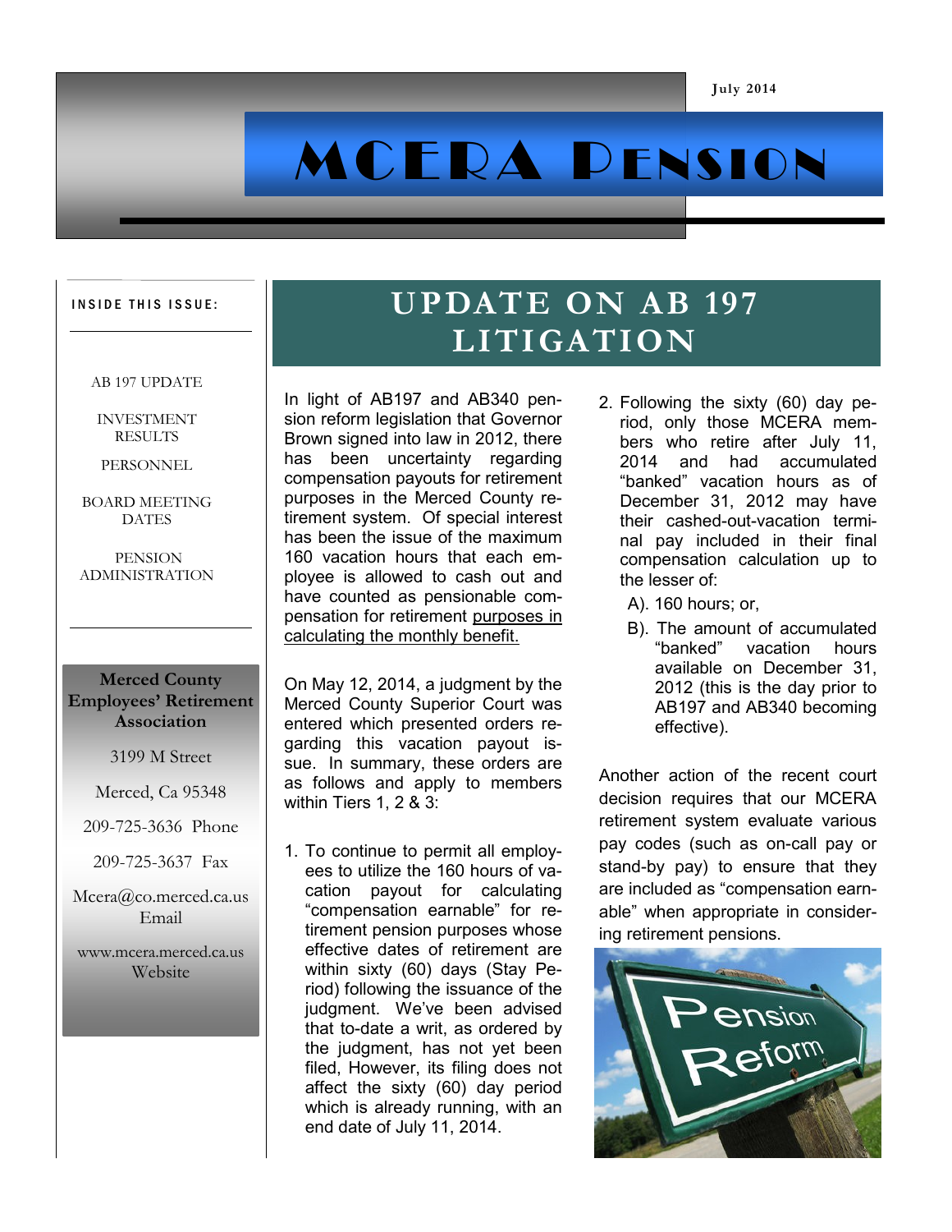July 2014

# MCERA Pension

**INSIDE THIS ISSUE:**

- AB 197 UPDATE
- INVESTMENT RESULTS
- PERSONNEL
- BOARD MEETING DATES
- PENSION ADMINISTRATION

**Merced County Employees' Retirement Association**

3199 M Street

Merced, Ca 95348

209-725-3636 Phone

209-725-3637 Fax

Mcera@co.merced.ca.us Email

www.mcera.merced.ca.us Website

## UPDATE ON AB 197 LITIGATION

In light of AB197 and AB340 pension reform legislation that Governor Brown signed into law in 2012, there has been uncertainty regarding compensation payouts for retirement purposes in the Merced County retirement system. Of special interest has been the issue of the maximum 160 vacation hours that each employee is allowed to cash out and have counted as pensionable compensation for retirement purposes in calculating the monthly benefit.

On May 12, 2014, a judgment by the Merced County Superior Court was entered which presented orders regarding this vacation payout issue. In summary, these orders are as follows and apply to members within Tiers 1, 2 & 3:

1. To continue to permit all employees to utilize the 160 hours of vacation payout for calculating "compensation earnable" for retirement pension purposes whose effective dates of retirement are within sixty (60) days (Stay Period) following the issuance of the judgment. We've been advised that to-date a writ, as ordered by the judgment, has not yet been filed, However, its filing does not affect the sixty (60) day period which is already running, with an end date of July 11, 2014.
2. Following the sixty (60) day period, only those MCERA members who retire after July 11, 2014 and had accumulated "banked" vacation hours as of December 31, 2012 may have their cashed-out-vacation terminal pay included in their final compensation calculation up to the lesser of:
   A). 160 hours; or,
   B). The amount of accumulated "banked" vacation hours available on December 31, 2012 (this is the day prior to AB197 and AB340 becoming effective).

Another action of the recent court decision requires that our MCERA retirement system evaluate various pay codes (such as on-call pay or stand-by pay) to ensure that they are included as "compensation earnable" when appropriate in considering retirement pensions.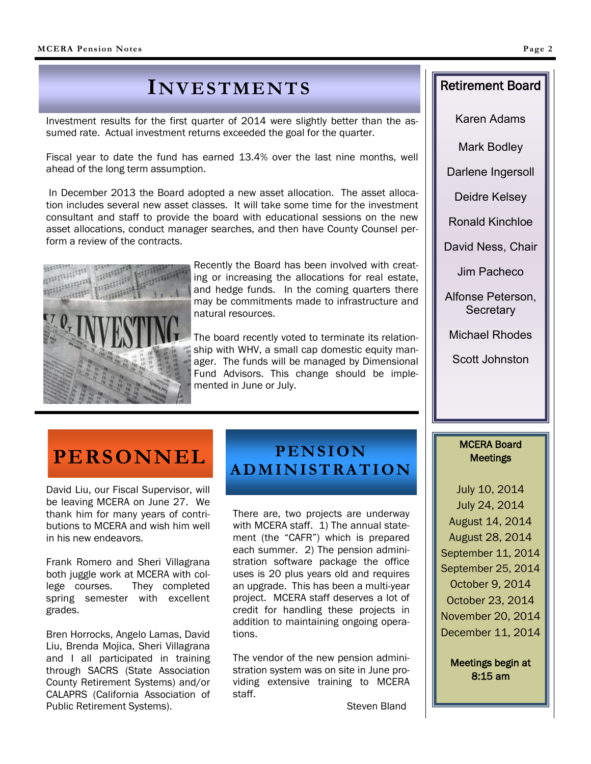# INVESTMENTS

Investment results for the first quarter of 2014 were slightly better than the assumed rate. Actual investment returns exceeded the goal for the quarter.

Fiscal year to date the fund has earned 13.4% over the last nine months, well ahead of the long term assumption.

In December 2013 the Board adopted a new asset allocation. The asset allocation includes several new asset classes. It will take some time for the investment consultant and staff to provide the board with educational sessions on the new asset allocations, conduct manager searches, and then have County Counsel perform a review of the contracts.

Recently the Board has been involved with creating or increasing the allocations for real estate, and hedge funds. In the coming quarters there may be commitments made to infrastructure and natural resources.

The board recently voted to terminate its relationship with WHV, a small cap domestic equity manager. The funds will be managed by Dimensional Fund Advisors. This change should be implemented in June or July.

# PERSONNEL

David Liu, our Fiscal Supervisor, will be leaving MCERA on June 27. We thank him for many years of contributions to MCERA and wish him well in his new endeavors.

Frank Romero and Sheri Villagrana both juggle work at MCERA with college courses. They completed spring semester with excellent grades.

Bren Horrocks, Angelo Lamas, David Liu, Brenda Mojica, Sheri Villagrana and I all participated in training through SACRS (State Association County Retirement Systems) and/or CALAPRS (California Association of Public Retirement Systems).

# PENSION ADMINISTRATION

There are, two projects are underway with MCERA staff. 1) The annual statement (the "CAFR") which is prepared each summer. 2) The pension administration software package the office uses is 20 plus years old and requires an upgrade. This has been a multi-year project. MCERA staff deserves a lot of credit for handling these projects in addition to maintaining ongoing operations.

The vendor of the new pension administration system was on site in June providing extensive training to MCERA staff.

Steven Bland

## Retirement Board

Karen Adams

Mark Bodley

Darlene Ingersoll

Deidre Kelsey

Ronald Kinchloe

David Ness, Chair

Jim Pacheco

Alfonse Peterson, Secretary

Michael Rhodes

Scott Johnston

## MCERA Board Meetings

July 10, 2014
July 24, 2014
August 14, 2014
August 28, 2014
September 11, 2014
September 25, 2014
October 9, 2014
October 23, 2014
November 20, 2014
December 11, 2014

**Meetings begin at 8:15 am**